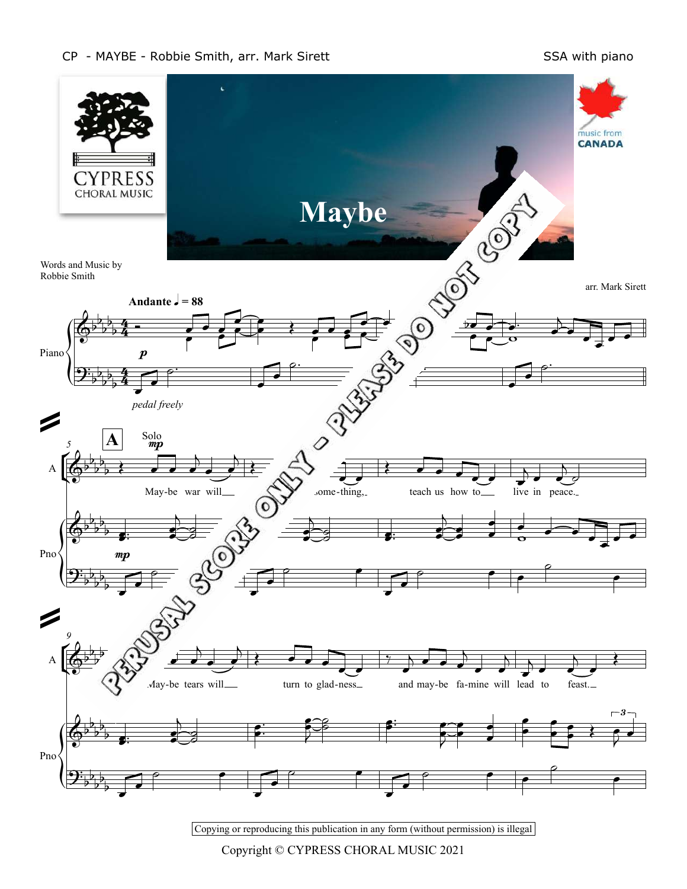# Maybe

Words and Music by
Robbie Smith

arr. Mark Sirett

Andante ♩ = 88

May-be war will... some-thing, teach us how to live in peace.

May-be tears will turn to glad-ness and may-be fa-mine will lead to feast.

PERUSAL SCORE ONLY - PLEASE DO NOT COPY

Copying or reproducing this publication in any form (without permission) is illegal

Copyright © CYPRESS CHORAL MUSIC 2021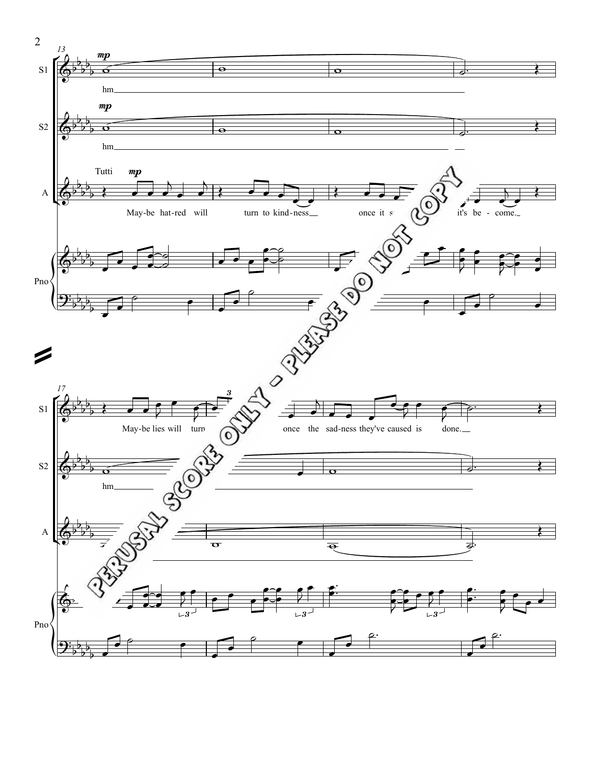13

S1 *mp*

hm

S2 *mp*

hm

A Tutti *mp*

May-be hat-red will turn to kind-ness once it s... it's be - come.

Pno

17

S1

May-be lies will turn ... once the sad-ness they've caused is done.

S2

hm

A

Pno

PERUSAL SCORE ONLY - PLEASE DO NOT COPY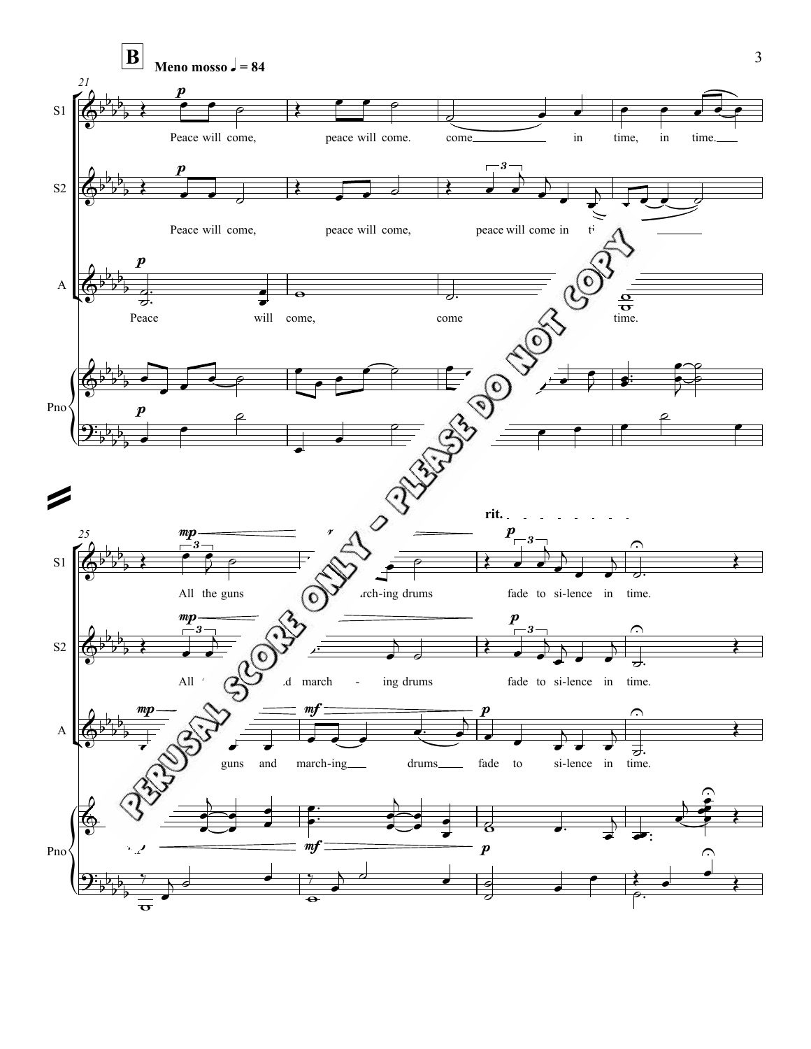**B** **Meno mosso** ♩ = 84

21

S1: Peace will come, peace will come. come in time, in time.

S2: Peace will come, peace will come, peace will come in time

A: Peace will come, come time.

25

**rit.**

S1: All the guns and march-ing drums fade to si-lence in time.

S2: All the guns and march - ing drums fade to si-lence in time.

A: All the guns and march-ing drums fade to si-lence in time.

PERUSAL SCORE ONLY - PLEASE DO NOT COPY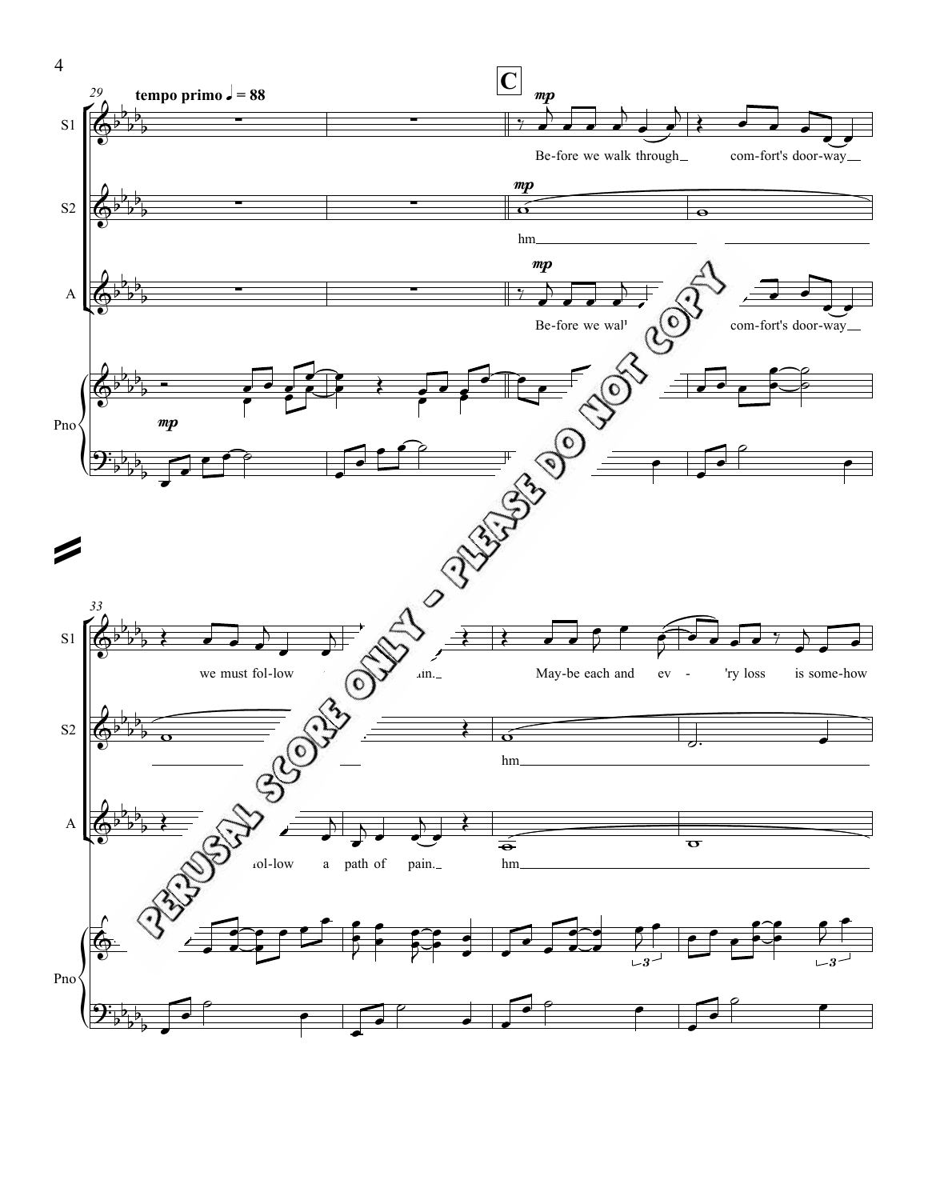tempo primo ♩ = 88

**C**

S1: Be-fore we walk through comf-ort's door-way we must fol-low ... ain. May-be each and ev - 'ry loss is some-how

S2: hm hm

A: Be-fore we wal' ... com-fort's door-way ... fol-low a path of pain. hm

PERUSAL SCORE ONLY - PLEASE DO NOT COPY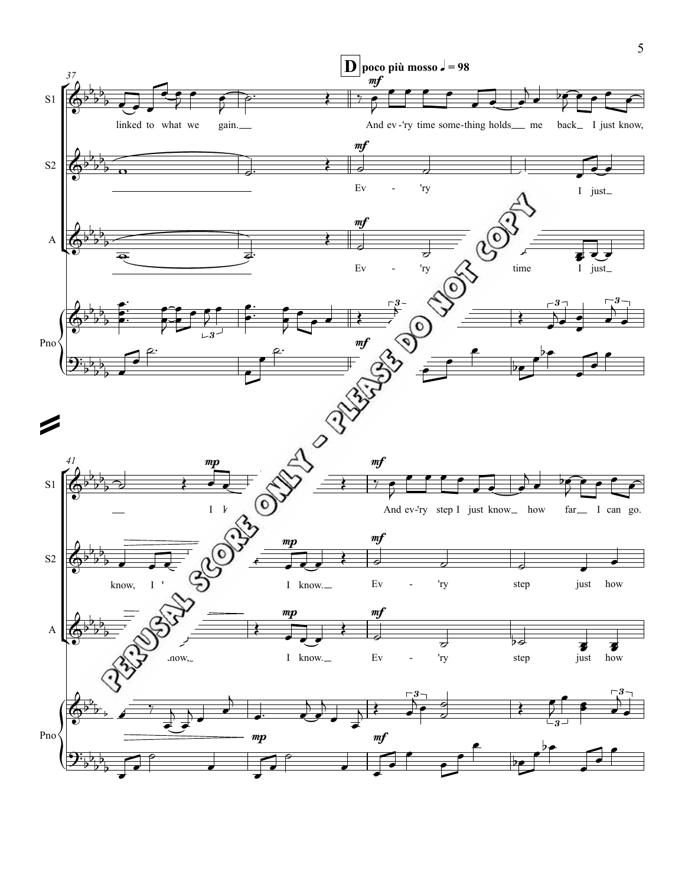**D** poco più mosso ♩ = 98

PERUSAL SCORE ONLY - PLEASE DO NOT COPY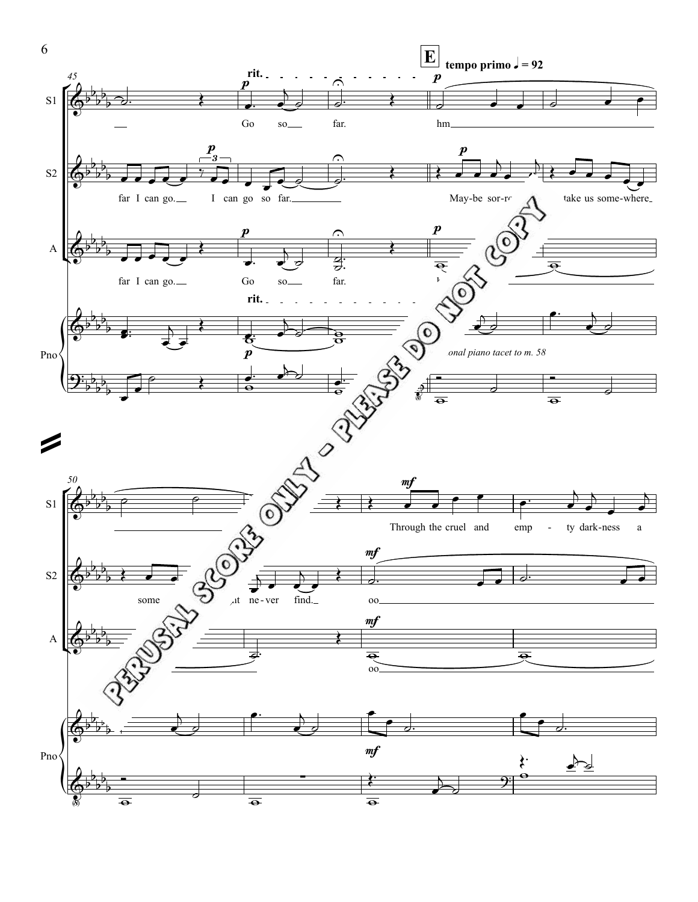**E** **tempo primo** ♩ = 92

S1: Go so far. hm

S2: far I can go. I can go so far. May-be sor-r... take us some-where

A: far I can go. Go so far.

Pno: *onal piano tacet to m. 58*

S1: Through the cruel and emp - ty dark-ness a

S2: some ...ut ne-ver find. oo

A: oo

PERUSAL SCORE ONLY - PLEASE DO NOT COPY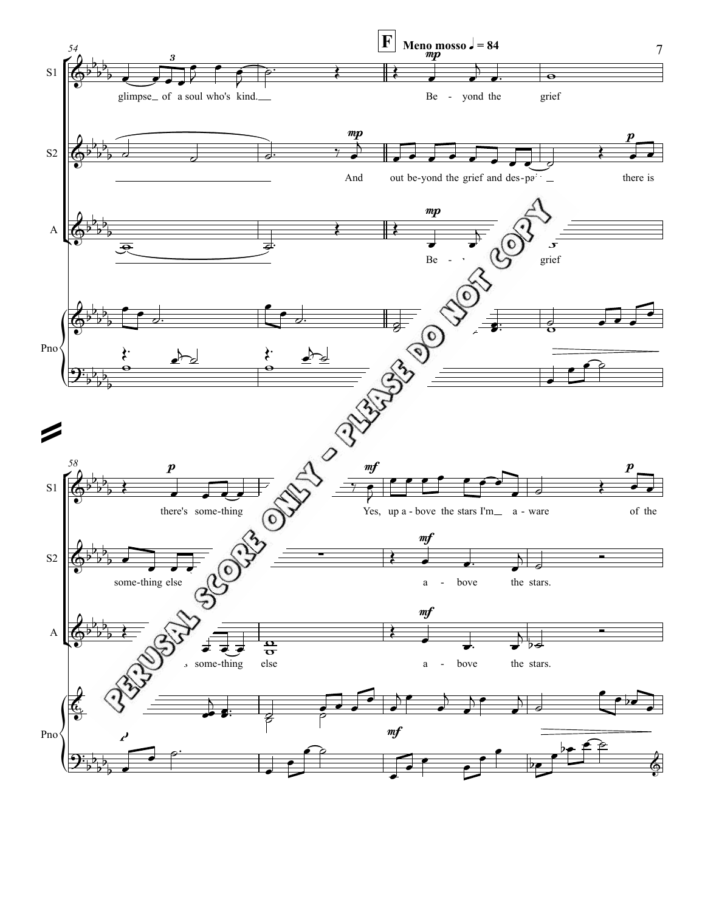**F** Meno mosso ♩ = 84

S1: glimpse_ of a soul who's kind.___ Be - yond the grief

S2: And out be-yond the grief and des-pair_ there is

A: Be - yond the grief

S1: there's some-thing Yes, up a - bove the stars I'm_ a - ware of the

S2: some-thing else a - bove the stars.

A: some-thing else a - bove the stars.

PERUSAL SCORE ONLY - PLEASE DO NOT COPY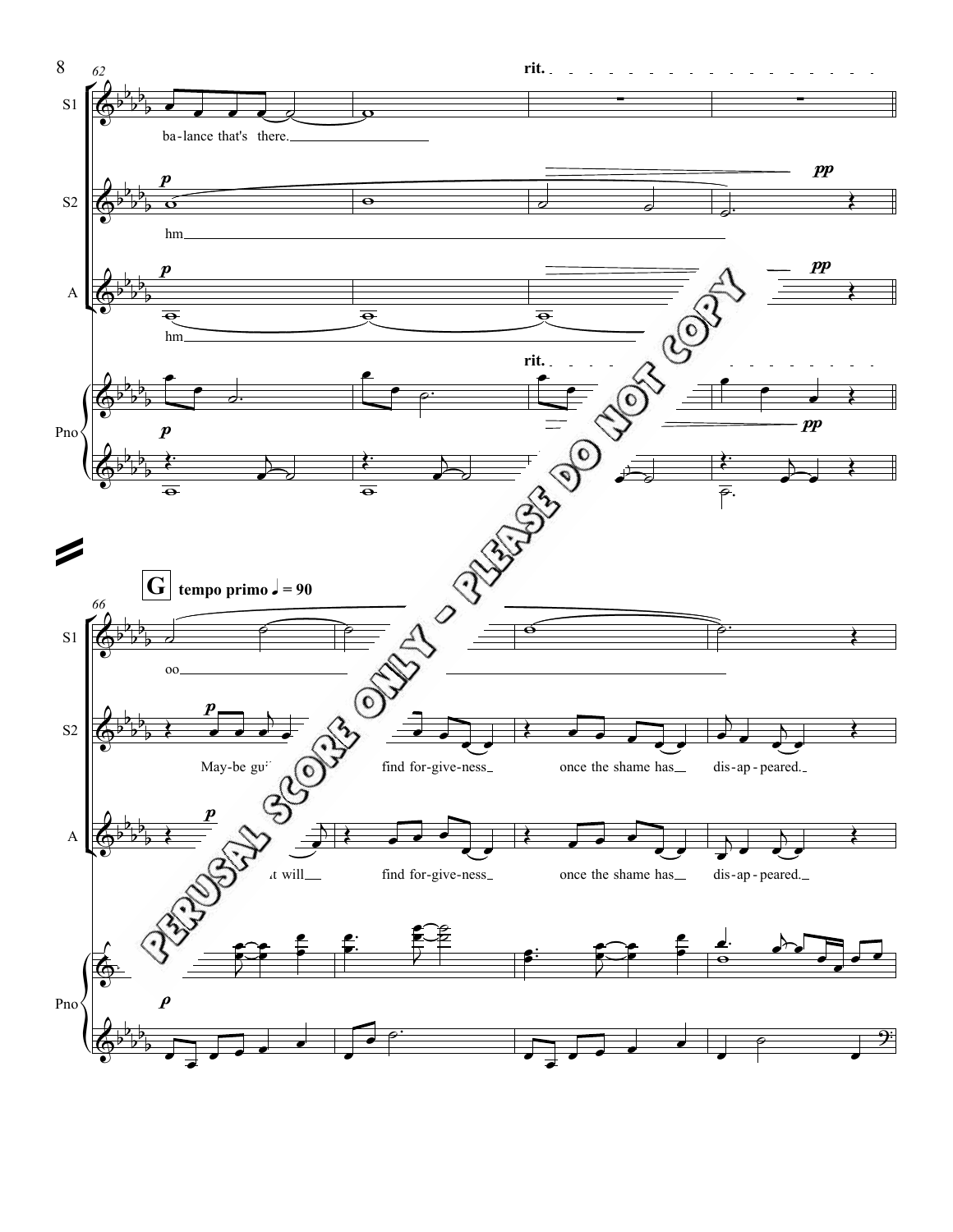rit.

S1: ba-lance that's there.

S2: hm

A: hm

**G** tempo primo ♩ = 90

S1: oo

S2: May-be gu... find for-give-ness once the shame has dis-ap-peared.

A: ...t will find for-give-ness once the shame has dis-ap-peared.

PERUSAL SCORE ONLY - PLEASE DO NOT COPY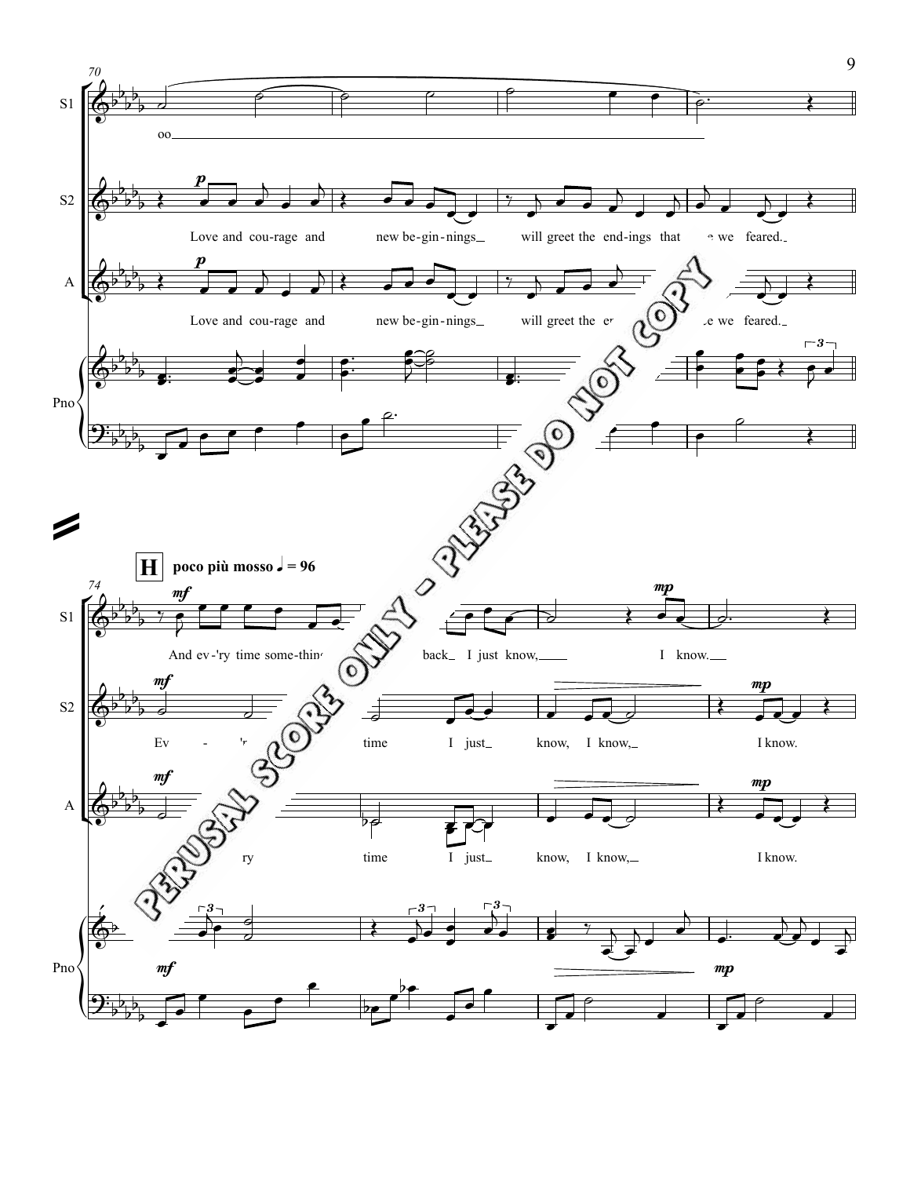**H** **poco più mosso** ♩ = 96

S1: oo

S2: Love and cou-rage and new be-gin-nings will greet the end-ings that we feared.

A: Love and cou-rage and new be-gin-nings will greet the end-ings that we feared.

S1: And ev-'ry time some-thing back I just know, I know.

S2: Ev - 'ry time I just know, I know, I know.

A: Ev - 'ry time I just know, I know, I know.

PERUSAL SCORE ONLY - PLEASE DO NOT COPY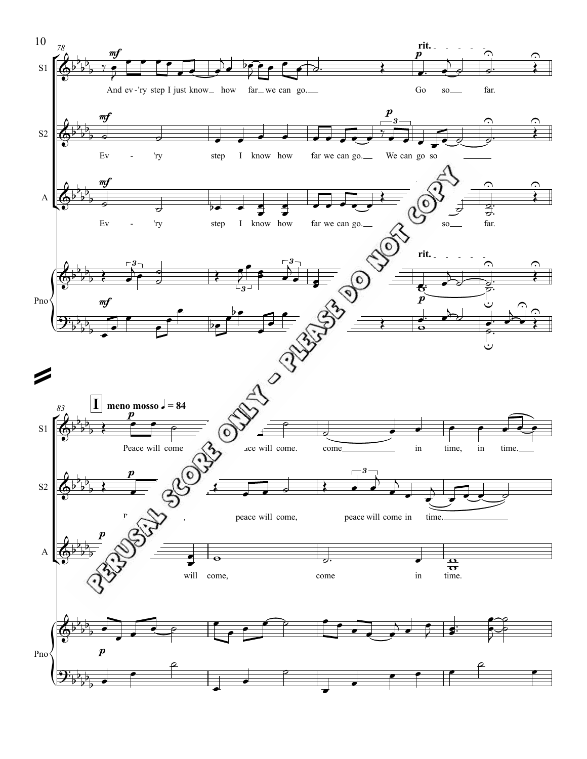**I** meno mosso ♩ = 84

S1: And ev-'ry step I just know how far we can go. Go so far.

S2: Ev - 'ry step I know how far we can go. We can go so

A: Ev - 'ry step I know how far we can go. so far.

S1: Peace will come ace will come. come in time, in time.

S2: peace will come, peace will come in time.

A: will come, come in time.

PERUSAL SCORE ONLY - PLEASE DO NOT COPY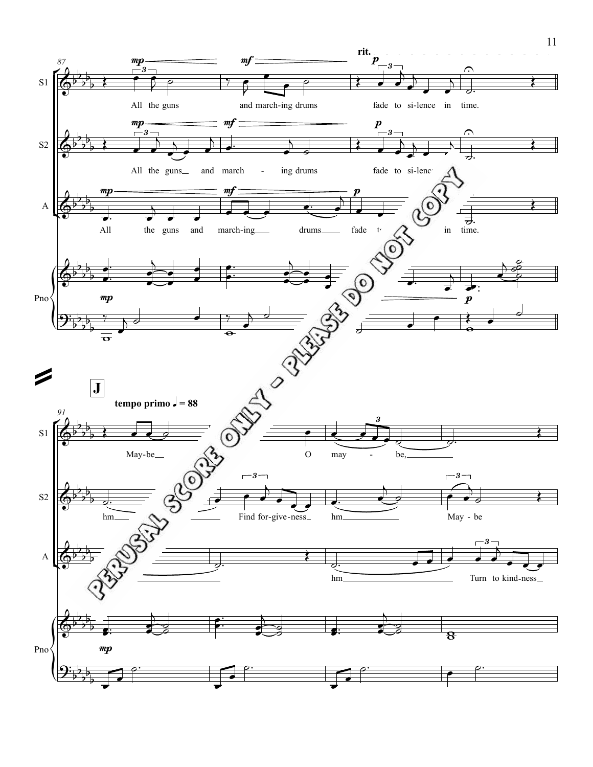**rit.**

S1: All the guns and march-ing drums fade to si-lence in time.

S2: All the guns and march - ing drums fade to si-lence

A: All the guns and march-ing drums fade t... in time.

**J**

**tempo primo** ♩ = 88

S1: May-be O may - be,

S2: hm Find for-give-ness hm May - be

A: hm Turn to kind-ness

PERUSAL SCORE ONLY - PLEASE DO NOT COPY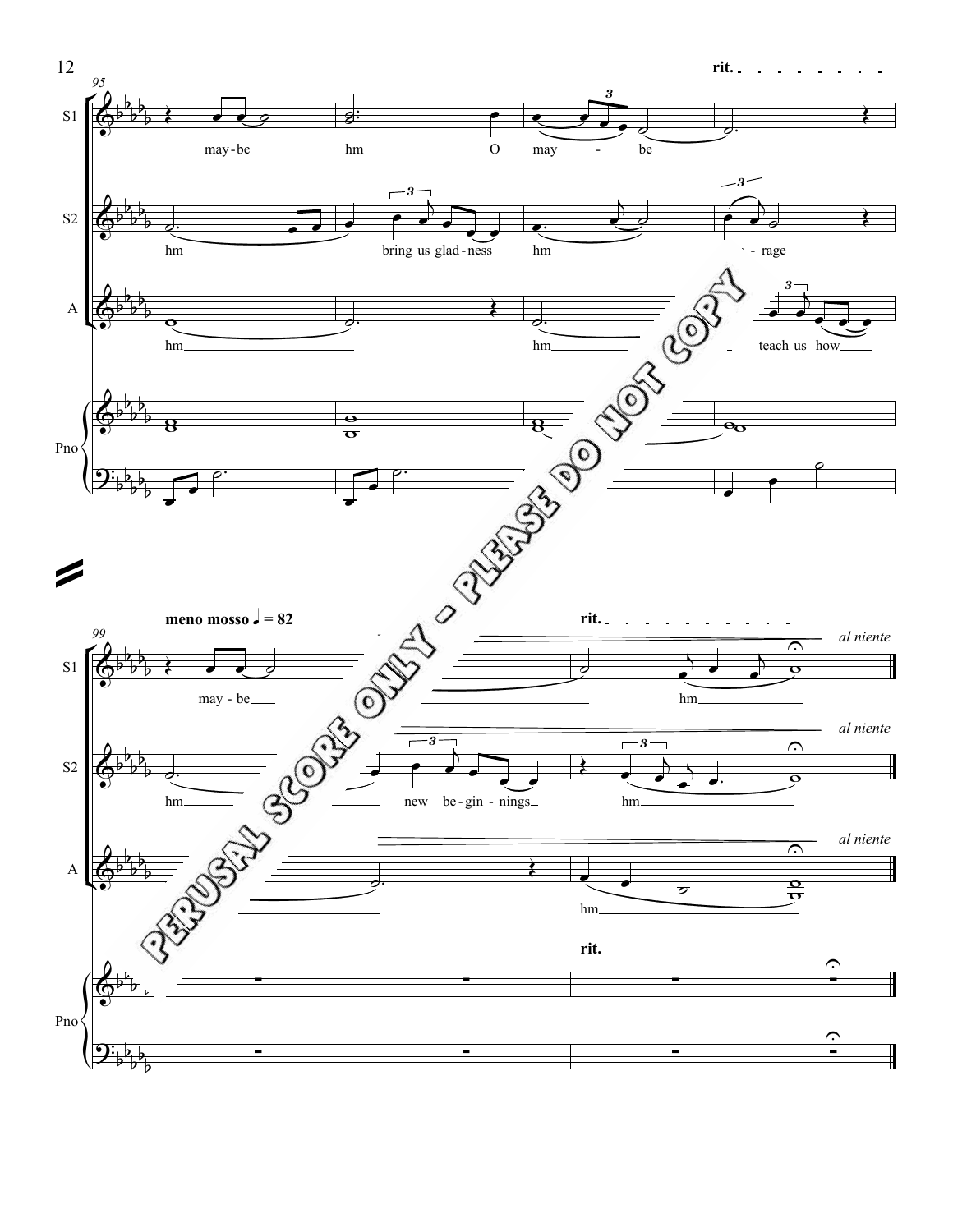rit.

95

S1: may-be hm O may - be

S2: hm bring us glad-ness hm - rage

A: hm hm teach us how

Pno

meno mosso ♩ = 82

rit.

99

S1: may - be hm *al niente*

S2: hm new be-gin - nings hm *al niente*

A: hm *al niente*

Pno rit.

PERUSAL SCORE ONLY - PLEASE DO NOT COPY